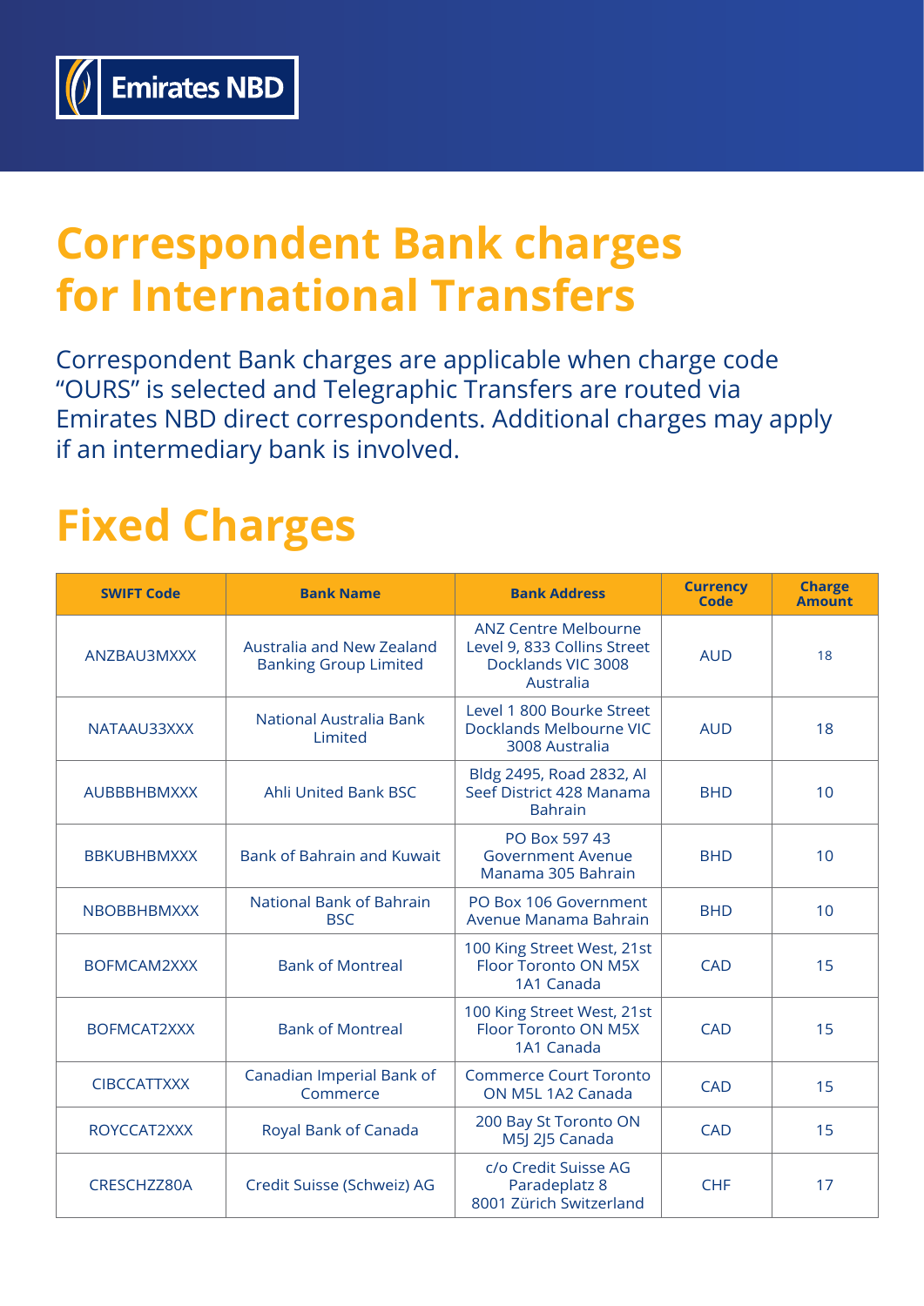Emirates NBD

# Correspondent Bank charges for International Transfers

Correspondent Bank charges are applicable when charge code "OURS" is selected and Telegraphic Transfers are routed via Emirates NBD direct correspondents. Additional charges may apply if an intermediary bank is involved.

## Fixed Charges

| SWIFT Code | Bank Name | Bank Address | Currency Code | Charge Amount |
|---|---|---|---|---|
| ANZBAU3MXXX | Australia and New Zealand Banking Group Limited | ANZ Centre Melbourne Level 9, 833 Collins Street Docklands VIC 3008 Australia | AUD | 18 |
| NATAAU33XXX | National Australia Bank Limited | Level 1 800 Bourke Street Docklands Melbourne VIC 3008 Australia | AUD | 18 |
| AUBBBHBMXXX | Ahli United Bank BSC | Bldg 2495, Road 2832, Al Seef District 428 Manama Bahrain | BHD | 10 |
| BBKUBHBMXXX | Bank of Bahrain and Kuwait | PO Box 597 43 Government Avenue Manama 305 Bahrain | BHD | 10 |
| NBOBBHBMXXX | National Bank of Bahrain BSC | PO Box 106 Government Avenue Manama Bahrain | BHD | 10 |
| BOFMCAM2XXX | Bank of Montreal | 100 King Street West, 21st Floor Toronto ON M5X 1A1 Canada | CAD | 15 |
| BOFMCAT2XXX | Bank of Montreal | 100 King Street West, 21st Floor Toronto ON M5X 1A1 Canada | CAD | 15 |
| CIBCCATTXXX | Canadian Imperial Bank of Commerce | Commerce Court Toronto ON M5L 1A2 Canada | CAD | 15 |
| ROYCCAT2XXX | Royal Bank of Canada | 200 Bay St Toronto ON M5J 2J5 Canada | CAD | 15 |
| CRESCHZZ80A | Credit Suisse (Schweiz) AG | c/o Credit Suisse AG Paradeplatz 8 8001 Zürich Switzerland | CHF | 17 |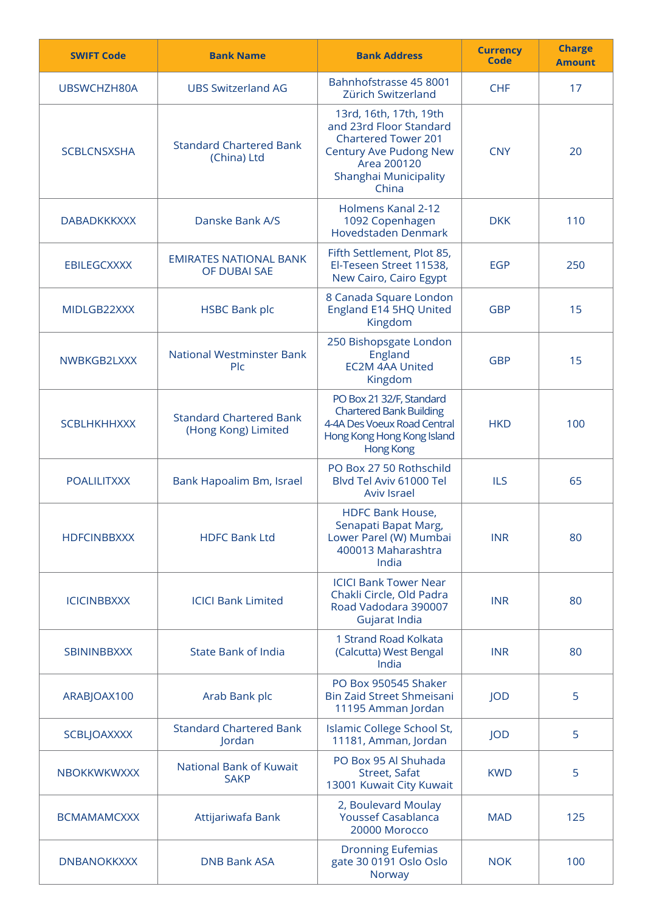| SWIFT Code | Bank Name | Bank Address | Currency Code | Charge Amount |
| --- | --- | --- | --- | --- |
| UBSWCHZH80A | UBS Switzerland AG | Bahnhofstrasse 45 8001 Zürich Switzerland | CHF | 17 |
| SCBLCNSXSHA | Standard Chartered Bank (China) Ltd | 13rd, 16th, 17th, 19th and 23rd Floor Standard Chartered Tower 201 Century Ave Pudong New Area 200120 Shanghai Municipality China | CNY | 20 |
| DABADKKKXXX | Danske Bank A/S | Holmens Kanal 2-12 1092 Copenhagen Hovedstaden Denmark | DKK | 110 |
| EBILEGCXXXX | EMIRATES NATIONAL BANK OF DUBAI SAE | Fifth Settlement, Plot 85, El-Teseen Street 11538, New Cairo, Cairo Egypt | EGP | 250 |
| MIDLGB22XXX | HSBC Bank plc | 8 Canada Square London England E14 5HQ United Kingdom | GBP | 15 |
| NWBKGB2LXXX | National Westminster Bank Plc | 250 Bishopsgate London England EC2M 4AA United Kingdom | GBP | 15 |
| SCBLHKHHXXX | Standard Chartered Bank (Hong Kong) Limited | PO Box 21 32/F, Standard Chartered Bank Building 4-4A Des Voeux Road Central Hong Kong Hong Kong Island Hong Kong | HKD | 100 |
| POALILITXXX | Bank Hapoalim Bm, Israel | PO Box 27 50 Rothschild Blvd Tel Aviv 61000 Tel Aviv Israel | ILS | 65 |
| HDFCINBBXXX | HDFC Bank Ltd | HDFC Bank House, Senapati Bapat Marg, Lower Parel (W) Mumbai 400013 Maharashtra India | INR | 80 |
| ICICINBBXXX | ICICI Bank Limited | ICICI Bank Tower Near Chakli Circle, Old Padra Road Vadodara 390007 Gujarat India | INR | 80 |
| SBININBBXXX | State Bank of India | 1 Strand Road Kolkata (Calcutta) West Bengal India | INR | 80 |
| ARABJOAX100 | Arab Bank plc | PO Box 950545 Shaker Bin Zaid Street Shmeisani 11195 Amman Jordan | JOD | 5 |
| SCBLJOAXXXX | Standard Chartered Bank Jordan | Islamic College School St, 11181, Amman, Jordan | JOD | 5 |
| NBOKKWKWXXX | National Bank of Kuwait SAKP | PO Box 95 Al Shuhada Street, Safat 13001 Kuwait City Kuwait | KWD | 5 |
| BCMAMAMCXXX | Attijariwafa Bank | 2, Boulevard Moulay Youssef Casablanca 20000 Morocco | MAD | 125 |
| DNBANOKKXXX | DNB Bank ASA | Dronning Eufemias gate 30 0191 Oslo Oslo Norway | NOK | 100 |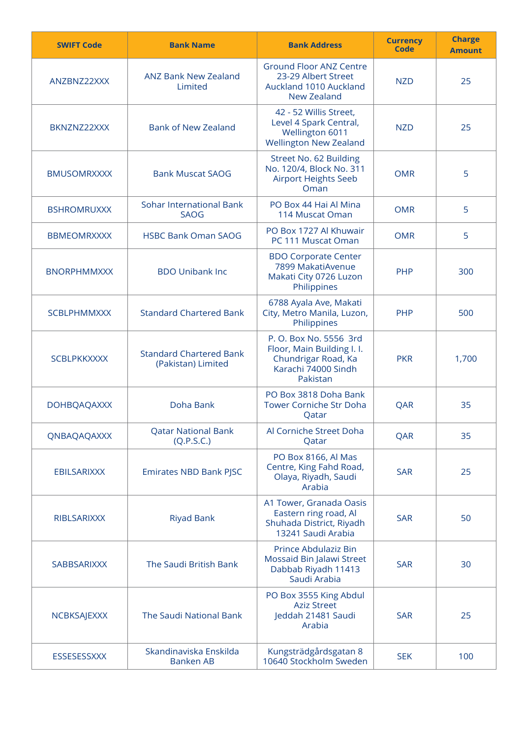| SWIFT Code | Bank Name | Bank Address | Currency Code | Charge Amount |
| --- | --- | --- | --- | --- |
| ANZBNZ22XXX | ANZ Bank New Zealand Limited | Ground Floor ANZ Centre 23-29 Albert Street Auckland 1010 Auckland New Zealand | NZD | 25 |
| BKNZNZ22XXX | Bank of New Zealand | 42 - 52 Willis Street, Level 4 Spark Central, Wellington 6011 Wellington New Zealand | NZD | 25 |
| BMUSOMRXXXX | Bank Muscat SAOG | Street No. 62 Building No. 120/4, Block No. 311 Airport Heights Seeb Oman | OMR | 5 |
| BSHROMRUXXX | Sohar International Bank SAOG | PO Box 44 Hai Al Mina 114 Muscat Oman | OMR | 5 |
| BBMEOMRXXXX | HSBC Bank Oman SAOG | PO Box 1727 Al Khuwair PC 111 Muscat Oman | OMR | 5 |
| BNORPHMMXXX | BDO Unibank Inc | BDO Corporate Center 7899 MakatiAvenue Makati City 0726 Luzon Philippines | PHP | 300 |
| SCBLPHMMXXX | Standard Chartered Bank | 6788 Ayala Ave, Makati City, Metro Manila, Luzon, Philippines | PHP | 500 |
| SCBLPKKXXXX | Standard Chartered Bank (Pakistan) Limited | P. O. Box No. 5556 3rd Floor, Main Building I. I. Chundrigar Road, Ka Karachi 74000 Sindh Pakistan | PKR | 1,700 |
| DOHBQAQAXXX | Doha Bank | PO Box 3818 Doha Bank Tower Corniche Str Doha Qatar | QAR | 35 |
| QNBAQAQAXXX | Qatar National Bank (Q.P.S.C.) | Al Corniche Street Doha Qatar | QAR | 35 |
| EBILSARIXXX | Emirates NBD Bank PJSC | PO Box 8166, Al Mas Centre, King Fahd Road, Olaya, Riyadh, Saudi Arabia | SAR | 25 |
| RIBLSARIXXX | Riyad Bank | A1 Tower, Granada Oasis Eastern ring road, Al Shuhada District, Riyadh 13241 Saudi Arabia | SAR | 50 |
| SABBSARIXXX | The Saudi British Bank | Prince Abdulaziz Bin Mossaid Bin Jalawi Street Dabbab Riyadh 11413 Saudi Arabia | SAR | 30 |
| NCBKSAJEXXX | The Saudi National Bank | PO Box 3555 King Abdul Aziz Street Jeddah 21481 Saudi Arabia | SAR | 25 |
| ESSESESSXXX | Skandinaviska Enskilda Banken AB | Kungsträdgårdsgatan 8 10640 Stockholm Sweden | SEK | 100 |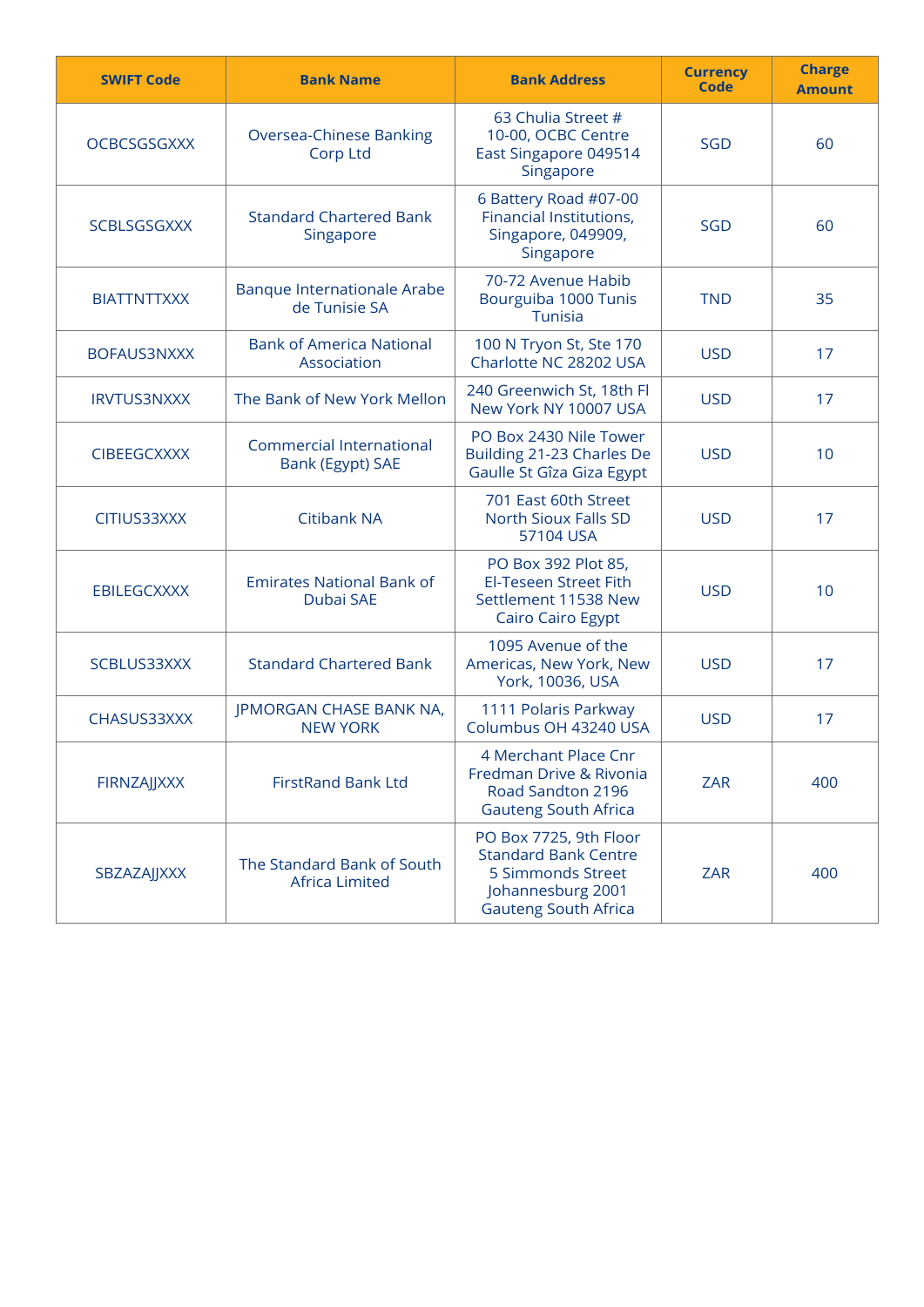| SWIFT Code | Bank Name | Bank Address | Currency Code | Charge Amount |
|---|---|---|---|---|
| OCBCSGSGXXX | Oversea-Chinese Banking Corp Ltd | 63 Chulia Street # 10-00, OCBC Centre East Singapore 049514 Singapore | SGD | 60 |
| SCBLSGSGXXX | Standard Chartered Bank Singapore | 6 Battery Road #07-00 Financial Institutions, Singapore, 049909, Singapore | SGD | 60 |
| BIATTNTTXXX | Banque Internationale Arabe de Tunisie SA | 70-72 Avenue Habib Bourguiba 1000 Tunis Tunisia | TND | 35 |
| BOFAUS3NXXX | Bank of America National Association | 100 N Tryon St, Ste 170 Charlotte NC 28202 USA | USD | 17 |
| IRVTUS3NXXX | The Bank of New York Mellon | 240 Greenwich St, 18th Fl New York NY 10007 USA | USD | 17 |
| CIBEEGCXXXX | Commercial International Bank (Egypt) SAE | PO Box 2430 Nile Tower Building 21-23 Charles De Gaulle St Gîza Giza Egypt | USD | 10 |
| CITIUS33XXX | Citibank NA | 701 East 60th Street North Sioux Falls SD 57104 USA | USD | 17 |
| EBILEGCXXXX | Emirates National Bank of Dubai SAE | PO Box 392 Plot 85, El-Teseen Street Fith Settlement 11538 New Cairo Cairo Egypt | USD | 10 |
| SCBLUS33XXX | Standard Chartered Bank | 1095 Avenue of the Americas, New York, New York, 10036, USA | USD | 17 |
| CHASUS33XXX | JPMORGAN CHASE BANK NA, NEW YORK | 1111 Polaris Parkway Columbus OH 43240 USA | USD | 17 |
| FIRNZAJJXXX | FirstRand Bank Ltd | 4 Merchant Place Cnr Fredman Drive & Rivonia Road Sandton 2196 Gauteng South Africa | ZAR | 400 |
| SBZAZAJJXXX | The Standard Bank of South Africa Limited | PO Box 7725, 9th Floor Standard Bank Centre 5 Simmonds Street Johannesburg 2001 Gauteng South Africa | ZAR | 400 |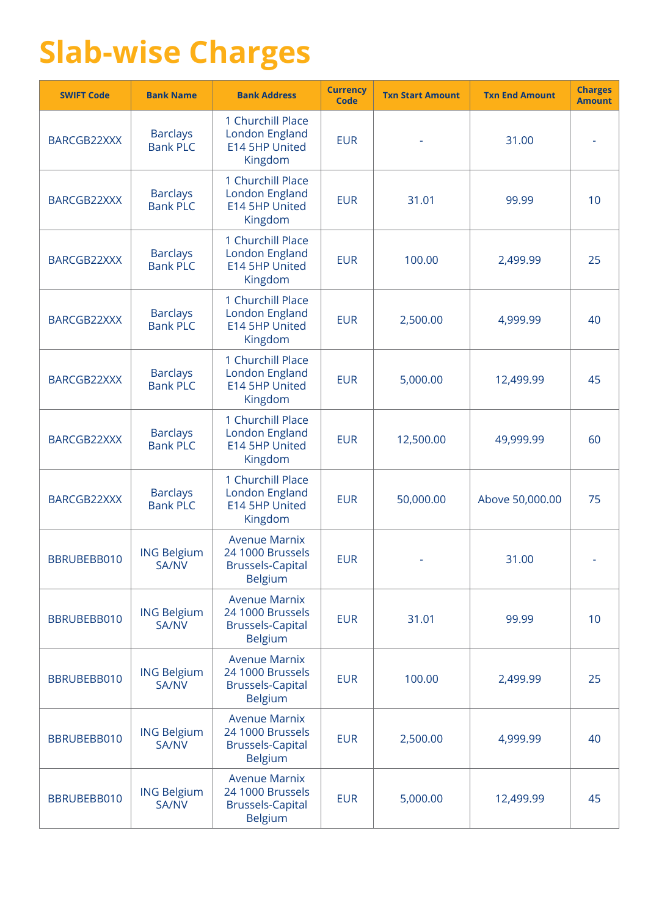# Slab-wise Charges

| SWIFT Code | Bank Name | Bank Address | Currency Code | Txn Start Amount | Txn End Amount | Charges Amount |
|---|---|---|---|---|---|---|
| BARCGB22XXX | Barclays Bank PLC | 1 Churchill Place London England E14 5HP United Kingdom | EUR | - | 31.00 | - |
| BARCGB22XXX | Barclays Bank PLC | 1 Churchill Place London England E14 5HP United Kingdom | EUR | 31.01 | 99.99 | 10 |
| BARCGB22XXX | Barclays Bank PLC | 1 Churchill Place London England E14 5HP United Kingdom | EUR | 100.00 | 2,499.99 | 25 |
| BARCGB22XXX | Barclays Bank PLC | 1 Churchill Place London England E14 5HP United Kingdom | EUR | 2,500.00 | 4,999.99 | 40 |
| BARCGB22XXX | Barclays Bank PLC | 1 Churchill Place London England E14 5HP United Kingdom | EUR | 5,000.00 | 12,499.99 | 45 |
| BARCGB22XXX | Barclays Bank PLC | 1 Churchill Place London England E14 5HP United Kingdom | EUR | 12,500.00 | 49,999.99 | 60 |
| BARCGB22XXX | Barclays Bank PLC | 1 Churchill Place London England E14 5HP United Kingdom | EUR | 50,000.00 | Above 50,000.00 | 75 |
| BBRUBEBB010 | ING Belgium SA/NV | Avenue Marnix 24 1000 Brussels Brussels-Capital Belgium | EUR | - | 31.00 | - |
| BBRUBEBB010 | ING Belgium SA/NV | Avenue Marnix 24 1000 Brussels Brussels-Capital Belgium | EUR | 31.01 | 99.99 | 10 |
| BBRUBEBB010 | ING Belgium SA/NV | Avenue Marnix 24 1000 Brussels Brussels-Capital Belgium | EUR | 100.00 | 2,499.99 | 25 |
| BBRUBEBB010 | ING Belgium SA/NV | Avenue Marnix 24 1000 Brussels Brussels-Capital Belgium | EUR | 2,500.00 | 4,999.99 | 40 |
| BBRUBEBB010 | ING Belgium SA/NV | Avenue Marnix 24 1000 Brussels Brussels-Capital Belgium | EUR | 5,000.00 | 12,499.99 | 45 |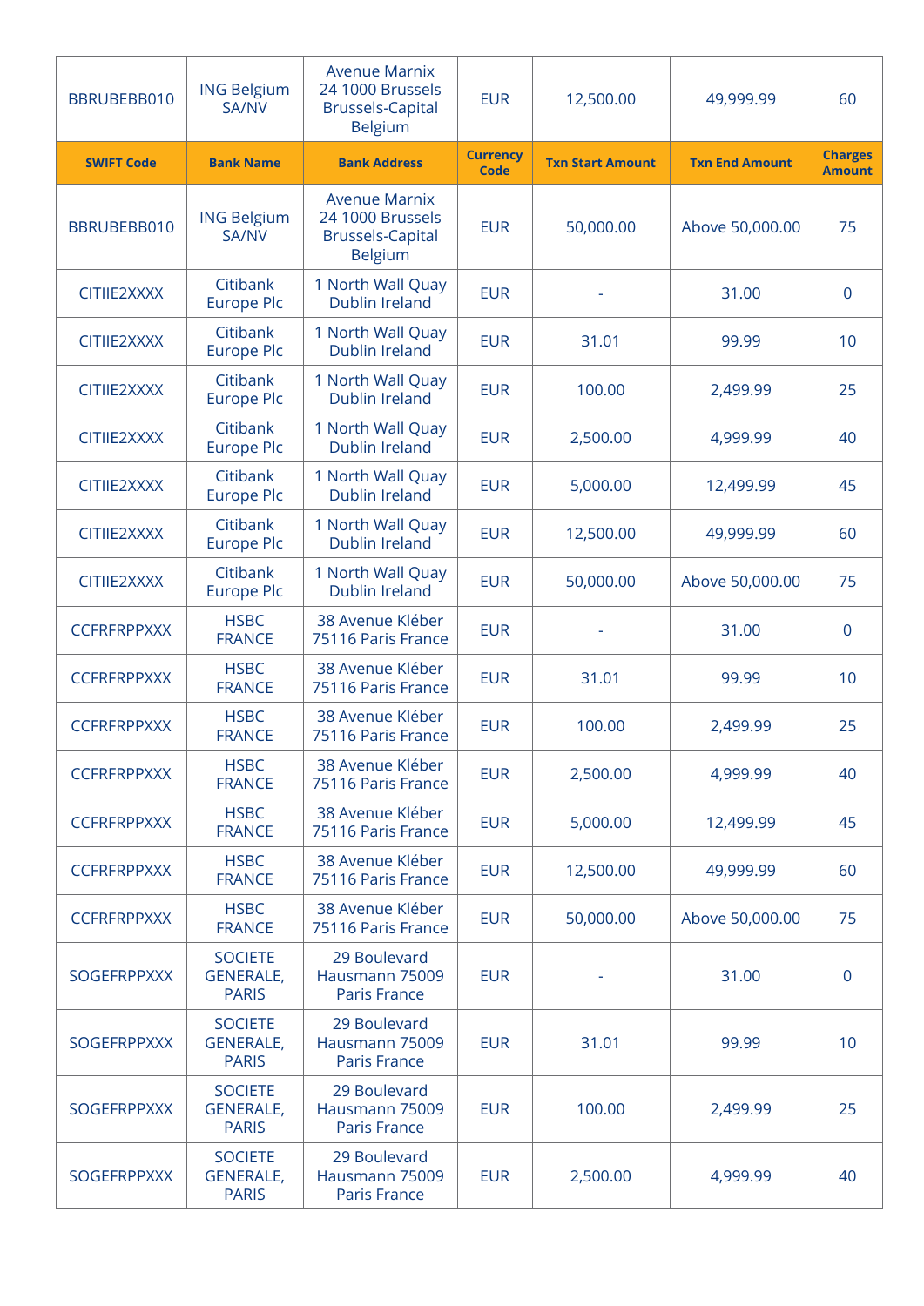| BBRUBEBB010 | ING Belgium SA/NV | Avenue Marnix 24 1000 Brussels Brussels-Capital Belgium | EUR | 12,500.00 | 49,999.99 | 60 |
|---|---|---|---|---|---|---|
| **SWIFT Code** | **Bank Name** | **Bank Address** | **Currency Code** | **Txn Start Amount** | **Txn End Amount** | **Charges Amount** |
| BBRUBEBB010 | ING Belgium SA/NV | Avenue Marnix 24 1000 Brussels Brussels-Capital Belgium | EUR | 50,000.00 | Above 50,000.00 | 75 |
| CITIIE2XXXX | Citibank Europe Plc | 1 North Wall Quay Dublin Ireland | EUR | - | 31.00 | 0 |
| CITIIE2XXXX | Citibank Europe Plc | 1 North Wall Quay Dublin Ireland | EUR | 31.01 | 99.99 | 10 |
| CITIIE2XXXX | Citibank Europe Plc | 1 North Wall Quay Dublin Ireland | EUR | 100.00 | 2,499.99 | 25 |
| CITIIE2XXXX | Citibank Europe Plc | 1 North Wall Quay Dublin Ireland | EUR | 2,500.00 | 4,999.99 | 40 |
| CITIIE2XXXX | Citibank Europe Plc | 1 North Wall Quay Dublin Ireland | EUR | 5,000.00 | 12,499.99 | 45 |
| CITIIE2XXXX | Citibank Europe Plc | 1 North Wall Quay Dublin Ireland | EUR | 12,500.00 | 49,999.99 | 60 |
| CITIIE2XXXX | Citibank Europe Plc | 1 North Wall Quay Dublin Ireland | EUR | 50,000.00 | Above 50,000.00 | 75 |
| CCFRFRPPXXX | HSBC FRANCE | 38 Avenue Kléber 75116 Paris France | EUR | - | 31.00 | 0 |
| CCFRFRPPXXX | HSBC FRANCE | 38 Avenue Kléber 75116 Paris France | EUR | 31.01 | 99.99 | 10 |
| CCFRFRPPXXX | HSBC FRANCE | 38 Avenue Kléber 75116 Paris France | EUR | 100.00 | 2,499.99 | 25 |
| CCFRFRPPXXX | HSBC FRANCE | 38 Avenue Kléber 75116 Paris France | EUR | 2,500.00 | 4,999.99 | 40 |
| CCFRFRPPXXX | HSBC FRANCE | 38 Avenue Kléber 75116 Paris France | EUR | 5,000.00 | 12,499.99 | 45 |
| CCFRFRPPXXX | HSBC FRANCE | 38 Avenue Kléber 75116 Paris France | EUR | 12,500.00 | 49,999.99 | 60 |
| CCFRFRPPXXX | HSBC FRANCE | 38 Avenue Kléber 75116 Paris France | EUR | 50,000.00 | Above 50,000.00 | 75 |
| SOGEFRPPXXX | SOCIETE GENERALE, PARIS | 29 Boulevard Hausmann 75009 Paris France | EUR | - | 31.00 | 0 |
| SOGEFRPPXXX | SOCIETE GENERALE, PARIS | 29 Boulevard Hausmann 75009 Paris France | EUR | 31.01 | 99.99 | 10 |
| SOGEFRPPXXX | SOCIETE GENERALE, PARIS | 29 Boulevard Hausmann 75009 Paris France | EUR | 100.00 | 2,499.99 | 25 |
| SOGEFRPPXXX | SOCIETE GENERALE, PARIS | 29 Boulevard Hausmann 75009 Paris France | EUR | 2,500.00 | 4,999.99 | 40 |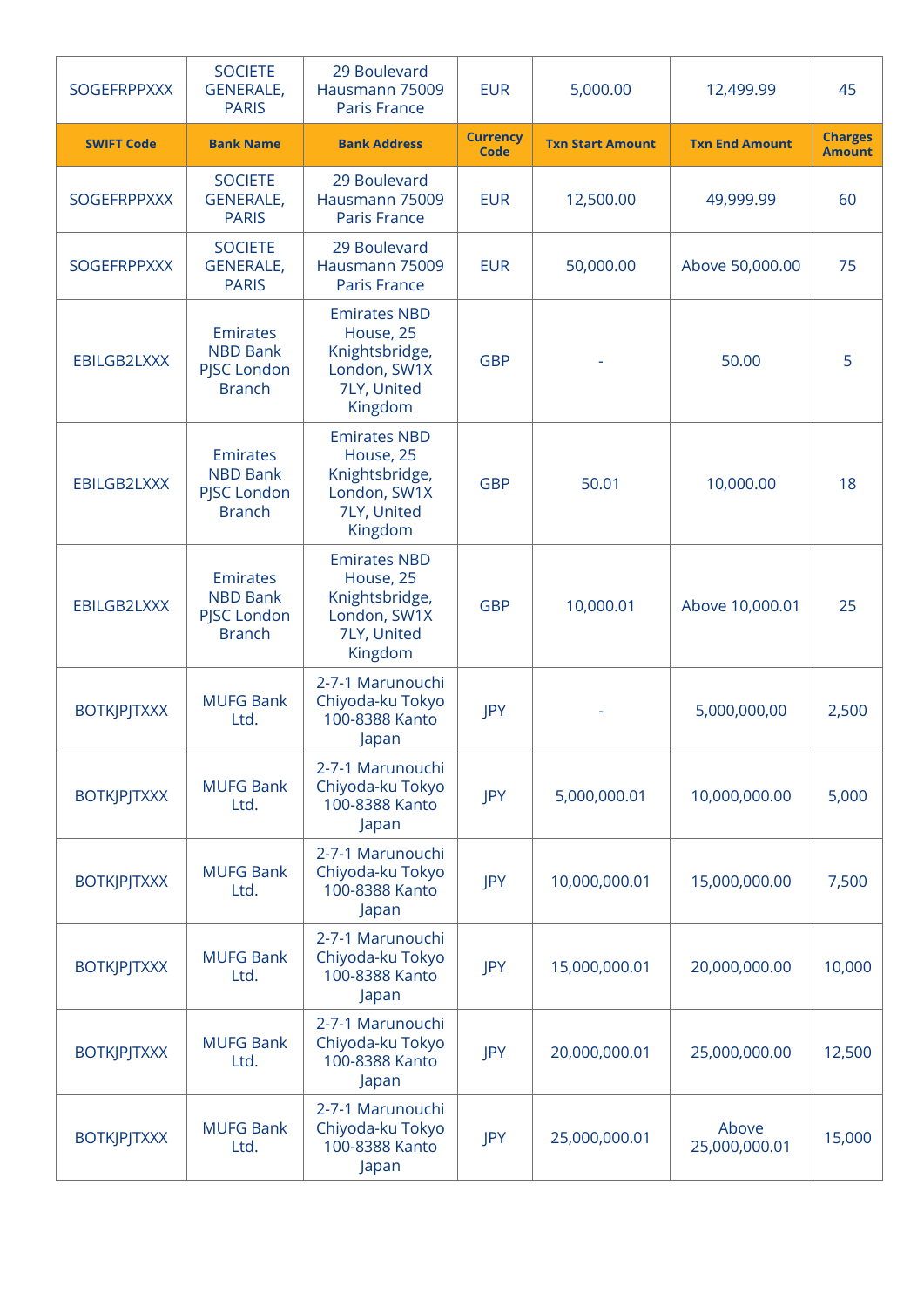| SWIFT Code | Bank Name | Bank Address | Currency Code | Txn Start Amount | Txn End Amount | Charges Amount |
|---|---|---|---|---|---|---|
| SOGEFRPPXXX | SOCIETE GENERALE, PARIS | 29 Boulevard Hausmann 75009 Paris France | EUR | 5,000.00 | 12,499.99 | 45 |
| SOGEFRPPXXX | SOCIETE GENERALE, PARIS | 29 Boulevard Hausmann 75009 Paris France | EUR | 12,500.00 | 49,999.99 | 60 |
| SOGEFRPPXXX | SOCIETE GENERALE, PARIS | 29 Boulevard Hausmann 75009 Paris France | EUR | 50,000.00 | Above 50,000.00 | 75 |
| EBILGB2LXXX | Emirates NBD Bank PJSC London Branch | Emirates NBD House, 25 Knightsbridge, London, SW1X 7LY, United Kingdom | GBP | - | 50.00 | 5 |
| EBILGB2LXXX | Emirates NBD Bank PJSC London Branch | Emirates NBD House, 25 Knightsbridge, London, SW1X 7LY, United Kingdom | GBP | 50.01 | 10,000.00 | 18 |
| EBILGB2LXXX | Emirates NBD Bank PJSC London Branch | Emirates NBD House, 25 Knightsbridge, London, SW1X 7LY, United Kingdom | GBP | 10,000.01 | Above 10,000.01 | 25 |
| BOTKJPJTXXX | MUFG Bank Ltd. | 2-7-1 Marunouchi Chiyoda-ku Tokyo 100-8388 Kanto Japan | JPY | - | 5,000,000,00 | 2,500 |
| BOTKJPJTXXX | MUFG Bank Ltd. | 2-7-1 Marunouchi Chiyoda-ku Tokyo 100-8388 Kanto Japan | JPY | 5,000,000.01 | 10,000,000.00 | 5,000 |
| BOTKJPJTXXX | MUFG Bank Ltd. | 2-7-1 Marunouchi Chiyoda-ku Tokyo 100-8388 Kanto Japan | JPY | 10,000,000.01 | 15,000,000.00 | 7,500 |
| BOTKJPJTXXX | MUFG Bank Ltd. | 2-7-1 Marunouchi Chiyoda-ku Tokyo 100-8388 Kanto Japan | JPY | 15,000,000.01 | 20,000,000.00 | 10,000 |
| BOTKJPJTXXX | MUFG Bank Ltd. | 2-7-1 Marunouchi Chiyoda-ku Tokyo 100-8388 Kanto Japan | JPY | 20,000,000.01 | 25,000,000.00 | 12,500 |
| BOTKJPJTXXX | MUFG Bank Ltd. | 2-7-1 Marunouchi Chiyoda-ku Tokyo 100-8388 Kanto Japan | JPY | 25,000,000.01 | Above 25,000,000.01 | 15,000 |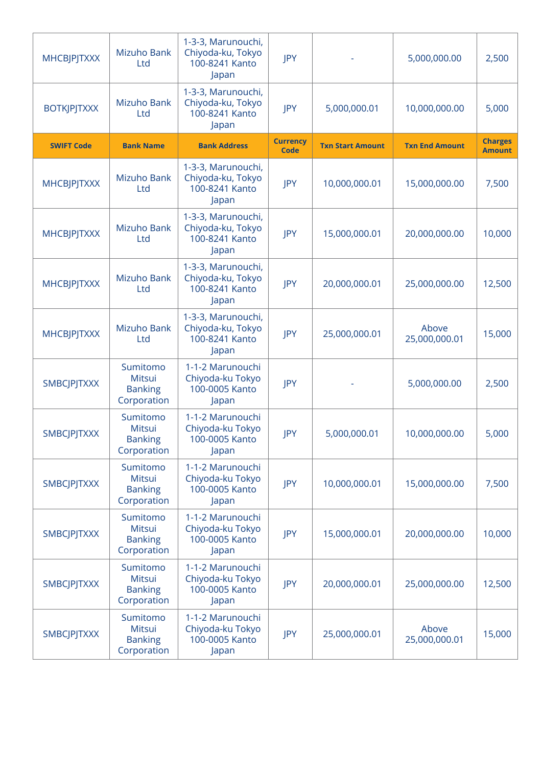| | | | | | | |
|---|---|---|---|---|---|---|
| MHCBJPJTXXX | Mizuho Bank Ltd | 1-3-3, Marunouchi, Chiyoda-ku, Tokyo 100-8241 Kanto Japan | JPY | - | 5,000,000.00 | 2,500 |
| BOTKJPJTXXX | Mizuho Bank Ltd | 1-3-3, Marunouchi, Chiyoda-ku, Tokyo 100-8241 Kanto Japan | JPY | 5,000,000.01 | 10,000,000.00 | 5,000 |
| **SWIFT Code** | **Bank Name** | **Bank Address** | **Currency Code** | **Txn Start Amount** | **Txn End Amount** | **Charges Amount** |
| MHCBJPJTXXX | Mizuho Bank Ltd | 1-3-3, Marunouchi, Chiyoda-ku, Tokyo 100-8241 Kanto Japan | JPY | 10,000,000.01 | 15,000,000.00 | 7,500 |
| MHCBJPJTXXX | Mizuho Bank Ltd | 1-3-3, Marunouchi, Chiyoda-ku, Tokyo 100-8241 Kanto Japan | JPY | 15,000,000.01 | 20,000,000.00 | 10,000 |
| MHCBJPJTXXX | Mizuho Bank Ltd | 1-3-3, Marunouchi, Chiyoda-ku, Tokyo 100-8241 Kanto Japan | JPY | 20,000,000.01 | 25,000,000.00 | 12,500 |
| MHCBJPJTXXX | Mizuho Bank Ltd | 1-3-3, Marunouchi, Chiyoda-ku, Tokyo 100-8241 Kanto Japan | JPY | 25,000,000.01 | Above 25,000,000.01 | 15,000 |
| SMBCJPJTXXX | Sumitomo Mitsui Banking Corporation | 1-1-2 Marunouchi Chiyoda-ku Tokyo 100-0005 Kanto Japan | JPY | - | 5,000,000.00 | 2,500 |
| SMBCJPJTXXX | Sumitomo Mitsui Banking Corporation | 1-1-2 Marunouchi Chiyoda-ku Tokyo 100-0005 Kanto Japan | JPY | 5,000,000.01 | 10,000,000.00 | 5,000 |
| SMBCJPJTXXX | Sumitomo Mitsui Banking Corporation | 1-1-2 Marunouchi Chiyoda-ku Tokyo 100-0005 Kanto Japan | JPY | 10,000,000.01 | 15,000,000.00 | 7,500 |
| SMBCJPJTXXX | Sumitomo Mitsui Banking Corporation | 1-1-2 Marunouchi Chiyoda-ku Tokyo 100-0005 Kanto Japan | JPY | 15,000,000.01 | 20,000,000.00 | 10,000 |
| SMBCJPJTXXX | Sumitomo Mitsui Banking Corporation | 1-1-2 Marunouchi Chiyoda-ku Tokyo 100-0005 Kanto Japan | JPY | 20,000,000.01 | 25,000,000.00 | 12,500 |
| SMBCJPJTXXX | Sumitomo Mitsui Banking Corporation | 1-1-2 Marunouchi Chiyoda-ku Tokyo 100-0005 Kanto Japan | JPY | 25,000,000.01 | Above 25,000,000.01 | 15,000 |